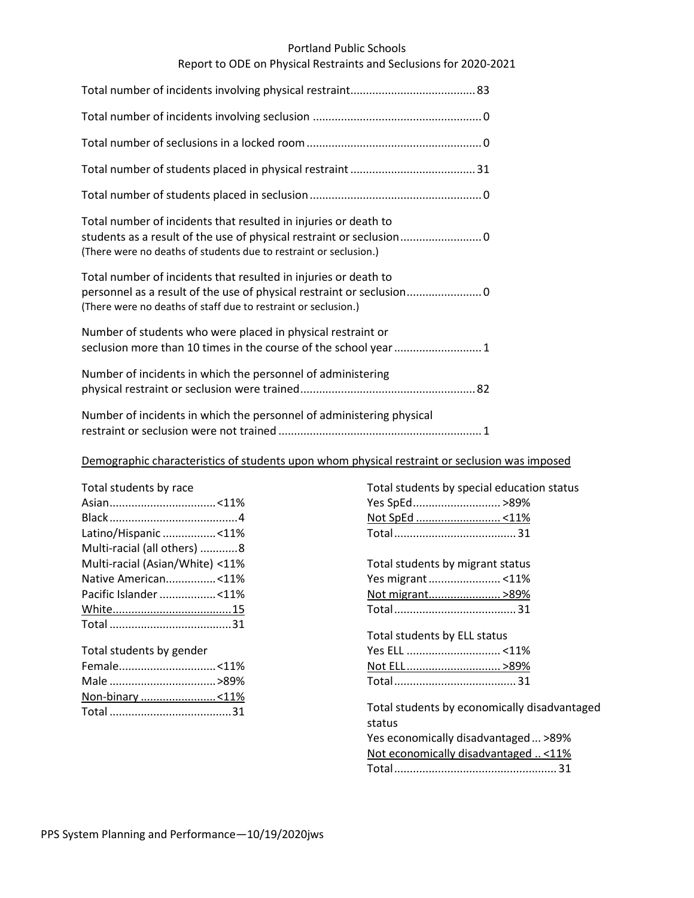# Portland Public Schools

## Report to ODE on Physical Restraints and Seclusions for 2020-2021

| Item | Count |
|---|---|
| Total number of incidents involving physical restraint | 83 |
| Total number of incidents involving seclusion | 0 |
| Total number of seclusions in a locked room | 0 |
| Total number of students placed in physical restraint | 31 |
| Total number of students placed in seclusion | 0 |
| Total number of incidents that resulted in injuries or death to students as a result of the use of physical restraint or seclusion (There were no deaths of students due to restraint or seclusion.) | 0 |
| Total number of incidents that resulted in injuries or death to personnel as a result of the use of physical restraint or seclusion (There were no deaths of staff due to restraint or seclusion.) | 0 |
| Number of students who were placed in physical restraint or seclusion more than 10 times in the course of the school year | 1 |
| Number of incidents in which the personnel of administering physical restraint or seclusion were trained | 82 |
| Number of incidents in which the personnel of administering physical restraint or seclusion were not trained | 1 |

### Demographic characteristics of students upon whom physical restraint or seclusion was imposed

**Total students by race**

| Race | Count |
|---|---|
| Asian | <11% |
| Black | 4 |
| Latino/Hispanic | <11% |
| Multi-racial (all others) | 8 |
| Multi-racial (Asian/White) | <11% |
| Native American | <11% |
| Pacific Islander | <11% |
| White | 15 |
| Total | 31 |

**Total students by gender**

| Gender | Count |
|---|---|
| Female | <11% |
| Male | >89% |
| Non-binary | <11% |
| Total | 31 |

**Total students by special education status**

| Status | Count |
|---|---|
| Yes SpEd | >89% |
| Not SpEd | <11% |
| Total | 31 |

**Total students by migrant status**

| Status | Count |
|---|---|
| Yes migrant | <11% |
| Not migrant | >89% |
| Total | 31 |

**Total students by ELL status**

| Status | Count |
|---|---|
| Yes ELL | <11% |
| Not ELL | >89% |
| Total | 31 |

**Total students by economically disadvantaged status**

| Status | Count |
|---|---|
| Yes economically disadvantaged | >89% |
| Not economically disadvantaged | <11% |
| Total | 31 |

PPS System Planning and Performance—10/19/2020jws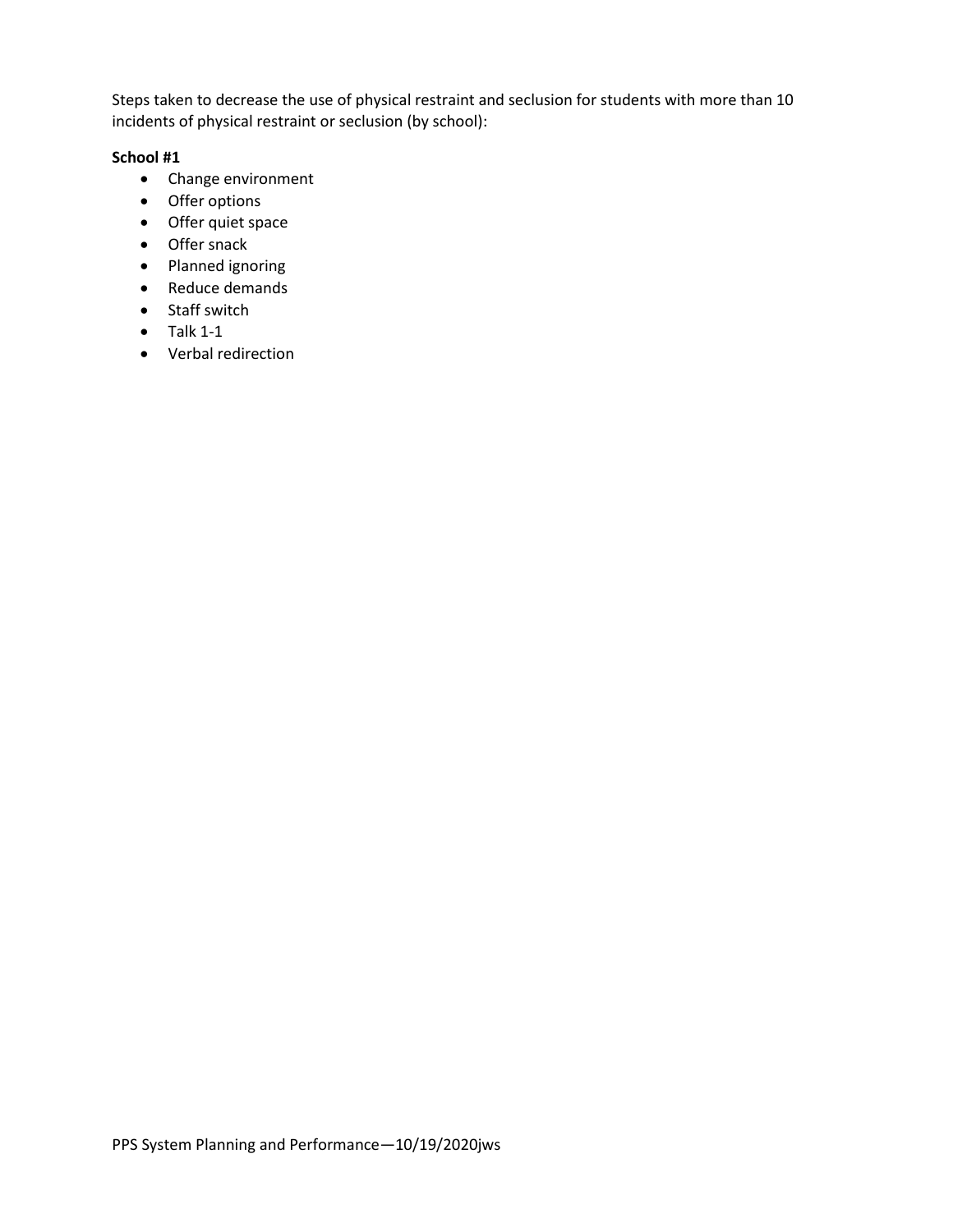Steps taken to decrease the use of physical restraint and seclusion for students with more than 10 incidents of physical restraint or seclusion (by school):

**School #1**

- Change environment
- Offer options
- Offer quiet space
- Offer snack
- Planned ignoring
- Reduce demands
- Staff switch
- Talk 1-1
- Verbal redirection